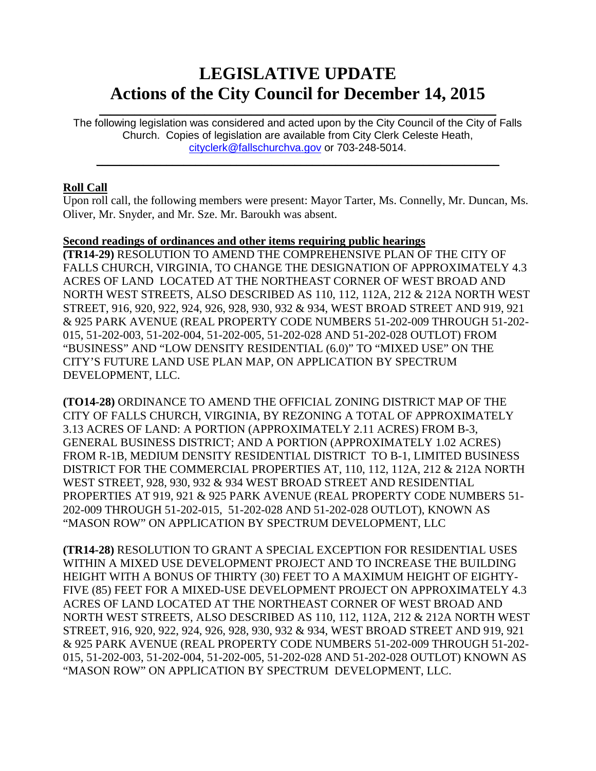# LEGISLATIVE UPDATE
# Actions of the City Council for December 14, 2015

---

The following legislation was considered and acted upon by the City Council of the City of Falls Church. Copies of legislation are available from City Clerk Celeste Heath, cityclerk@fallschurchva.gov or 703-248-5014.

---

**Roll Call**

Upon roll call, the following members were present: Mayor Tarter, Ms. Connelly, Mr. Duncan, Ms. Oliver, Mr. Snyder, and Mr. Sze. Mr. Baroukh was absent.

**Second readings of ordinances and other items requiring public hearings**

**(TR14-29)** RESOLUTION TO AMEND THE COMPREHENSIVE PLAN OF THE CITY OF FALLS CHURCH, VIRGINIA, TO CHANGE THE DESIGNATION OF APPROXIMATELY 4.3 ACRES OF LAND LOCATED AT THE NORTHEAST CORNER OF WEST BROAD AND NORTH WEST STREETS, ALSO DESCRIBED AS 110, 112, 112A, 212 & 212A NORTH WEST STREET, 916, 920, 922, 924, 926, 928, 930, 932 & 934, WEST BROAD STREET AND 919, 921 & 925 PARK AVENUE (REAL PROPERTY CODE NUMBERS 51-202-009 THROUGH 51-202-015, 51-202-003, 51-202-004, 51-202-005, 51-202-028 AND 51-202-028 OUTLOT) FROM "BUSINESS" AND "LOW DENSITY RESIDENTIAL (6.0)" TO "MIXED USE" ON THE CITY'S FUTURE LAND USE PLAN MAP, ON APPLICATION BY SPECTRUM DEVELOPMENT, LLC.

**(TO14-28)** ORDINANCE TO AMEND THE OFFICIAL ZONING DISTRICT MAP OF THE CITY OF FALLS CHURCH, VIRGINIA, BY REZONING A TOTAL OF APPROXIMATELY 3.13 ACRES OF LAND: A PORTION (APPROXIMATELY 2.11 ACRES) FROM B-3, GENERAL BUSINESS DISTRICT; AND A PORTION (APPROXIMATELY 1.02 ACRES) FROM R-1B, MEDIUM DENSITY RESIDENTIAL DISTRICT TO B-1, LIMITED BUSINESS DISTRICT FOR THE COMMERCIAL PROPERTIES AT, 110, 112, 112A, 212 & 212A NORTH WEST STREET, 928, 930, 932 & 934 WEST BROAD STREET AND RESIDENTIAL PROPERTIES AT 919, 921 & 925 PARK AVENUE (REAL PROPERTY CODE NUMBERS 51-202-009 THROUGH 51-202-015, 51-202-028 AND 51-202-028 OUTLOT), KNOWN AS "MASON ROW" ON APPLICATION BY SPECTRUM DEVELOPMENT, LLC

**(TR14-28)** RESOLUTION TO GRANT A SPECIAL EXCEPTION FOR RESIDENTIAL USES WITHIN A MIXED USE DEVELOPMENT PROJECT AND TO INCREASE THE BUILDING HEIGHT WITH A BONUS OF THIRTY (30) FEET TO A MAXIMUM HEIGHT OF EIGHTY-FIVE (85) FEET FOR A MIXED-USE DEVELOPMENT PROJECT ON APPROXIMATELY 4.3 ACRES OF LAND LOCATED AT THE NORTHEAST CORNER OF WEST BROAD AND NORTH WEST STREETS, ALSO DESCRIBED AS 110, 112, 112A, 212 & 212A NORTH WEST STREET, 916, 920, 922, 924, 926, 928, 930, 932 & 934, WEST BROAD STREET AND 919, 921 & 925 PARK AVENUE (REAL PROPERTY CODE NUMBERS 51-202-009 THROUGH 51-202-015, 51-202-003, 51-202-004, 51-202-005, 51-202-028 AND 51-202-028 OUTLOT) KNOWN AS "MASON ROW" ON APPLICATION BY SPECTRUM DEVELOPMENT, LLC.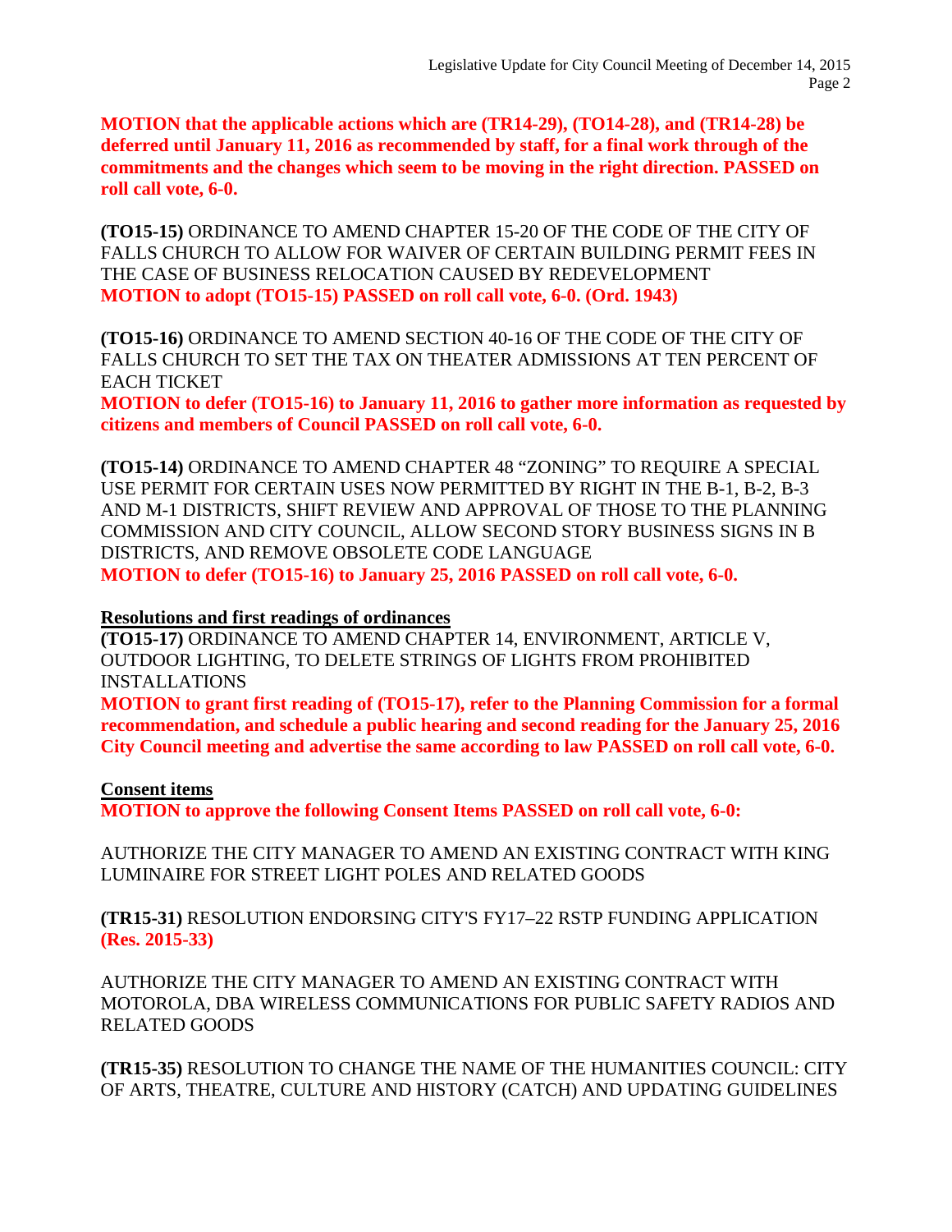**MOTION that the applicable actions which are (TR14-29), (TO14-28), and (TR14-28) be deferred until January 11, 2016 as recommended by staff, for a final work through of the commitments and the changes which seem to be moving in the right direction. PASSED on roll call vote, 6-0.**

**(TO15-15)** ORDINANCE TO AMEND CHAPTER 15-20 OF THE CODE OF THE CITY OF FALLS CHURCH TO ALLOW FOR WAIVER OF CERTAIN BUILDING PERMIT FEES IN THE CASE OF BUSINESS RELOCATION CAUSED BY REDEVELOPMENT
**MOTION to adopt (TO15-15) PASSED on roll call vote, 6-0. (Ord. 1943)**

**(TO15-16)** ORDINANCE TO AMEND SECTION 40-16 OF THE CODE OF THE CITY OF FALLS CHURCH TO SET THE TAX ON THEATER ADMISSIONS AT TEN PERCENT OF EACH TICKET
**MOTION to defer (TO15-16) to January 11, 2016 to gather more information as requested by citizens and members of Council PASSED on roll call vote, 6-0.**

**(TO15-14)** ORDINANCE TO AMEND CHAPTER 48 "ZONING" TO REQUIRE A SPECIAL USE PERMIT FOR CERTAIN USES NOW PERMITTED BY RIGHT IN THE B-1, B-2, B-3 AND M-1 DISTRICTS, SHIFT REVIEW AND APPROVAL OF THOSE TO THE PLANNING COMMISSION AND CITY COUNCIL, ALLOW SECOND STORY BUSINESS SIGNS IN B DISTRICTS, AND REMOVE OBSOLETE CODE LANGUAGE
**MOTION to defer (TO15-16) to January 25, 2016 PASSED on roll call vote, 6-0.**

**Resolutions and first readings of ordinances**

**(TO15-17)** ORDINANCE TO AMEND CHAPTER 14, ENVIRONMENT, ARTICLE V, OUTDOOR LIGHTING, TO DELETE STRINGS OF LIGHTS FROM PROHIBITED INSTALLATIONS
**MOTION to grant first reading of (TO15-17), refer to the Planning Commission for a formal recommendation, and schedule a public hearing and second reading for the January 25, 2016 City Council meeting and advertise the same according to law PASSED on roll call vote, 6-0.**

**Consent items**

**MOTION to approve the following Consent Items PASSED on roll call vote, 6-0:**

AUTHORIZE THE CITY MANAGER TO AMEND AN EXISTING CONTRACT WITH KING LUMINAIRE FOR STREET LIGHT POLES AND RELATED GOODS

**(TR15-31)** RESOLUTION ENDORSING CITY'S FY17–22 RSTP FUNDING APPLICATION **(Res. 2015-33)**

AUTHORIZE THE CITY MANAGER TO AMEND AN EXISTING CONTRACT WITH MOTOROLA, DBA WIRELESS COMMUNICATIONS FOR PUBLIC SAFETY RADIOS AND RELATED GOODS

**(TR15-35)** RESOLUTION TO CHANGE THE NAME OF THE HUMANITIES COUNCIL: CITY OF ARTS, THEATRE, CULTURE AND HISTORY (CATCH) AND UPDATING GUIDELINES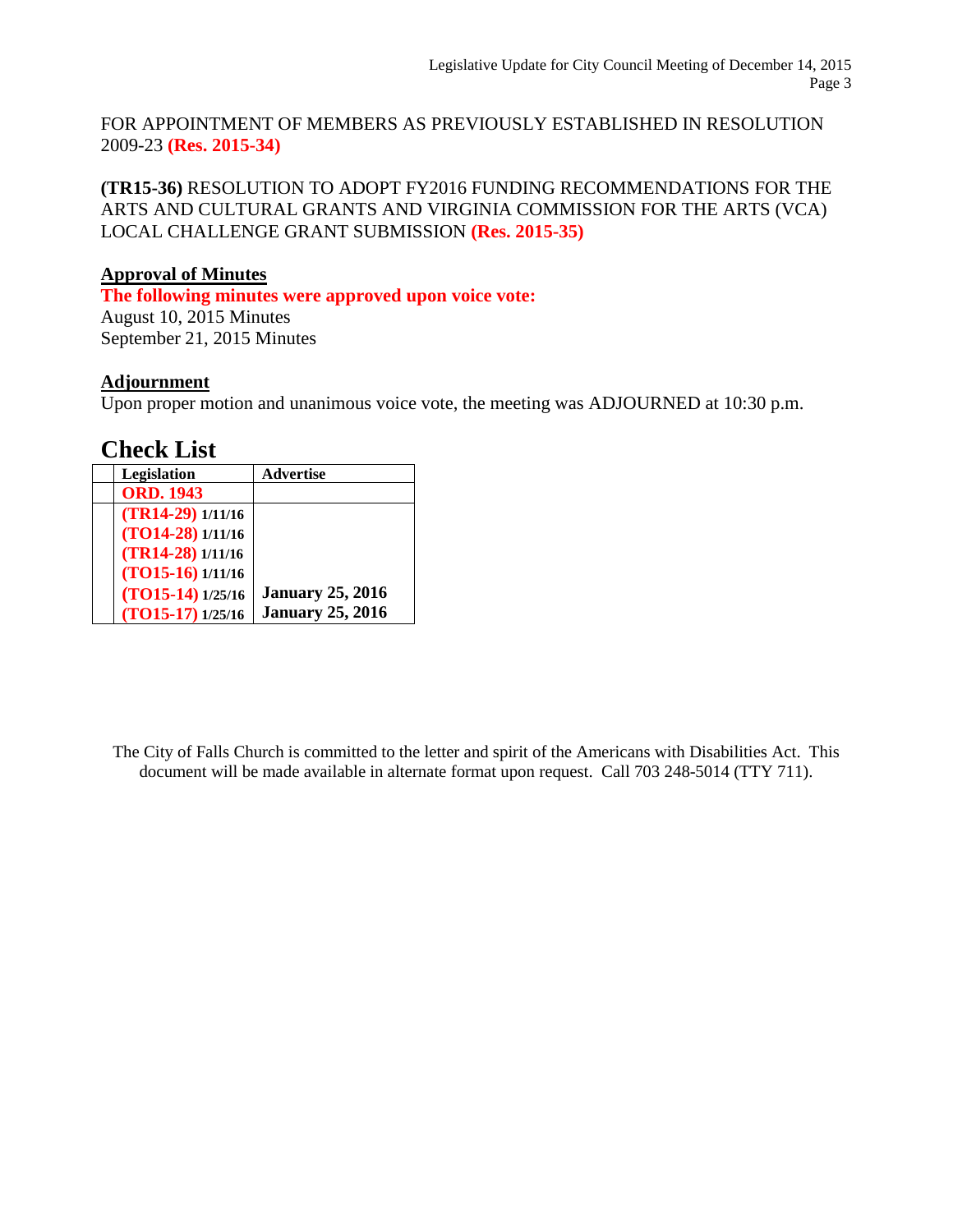FOR APPOINTMENT OF MEMBERS AS PREVIOUSLY ESTABLISHED IN RESOLUTION 2009-23 **(Res. 2015-34)**

**(TR15-36)** RESOLUTION TO ADOPT FY2016 FUNDING RECOMMENDATIONS FOR THE ARTS AND CULTURAL GRANTS AND VIRGINIA COMMISSION FOR THE ARTS (VCA) LOCAL CHALLENGE GRANT SUBMISSION **(Res. 2015-35)**

**Approval of Minutes**

**The following minutes were approved upon voice vote:**
August 10, 2015 Minutes
September 21, 2015 Minutes

**Adjournment**

Upon proper motion and unanimous voice vote, the meeting was ADJOURNED at 10:30 p.m.

## Check List

| | Legislation | Advertise |
|---|---|---|
| | **ORD. 1943** | |
| | **(TR14-29) 1/11/16** | |
| | **(TO14-28) 1/11/16** | |
| | **(TR14-28) 1/11/16** | |
| | **(TO15-16) 1/11/16** | |
| | **(TO15-14) 1/25/16** | **January 25, 2016** |
| | **(TO15-17) 1/25/16** | **January 25, 2016** |

The City of Falls Church is committed to the letter and spirit of the Americans with Disabilities Act. This document will be made available in alternate format upon request. Call 703 248-5014 (TTY 711).